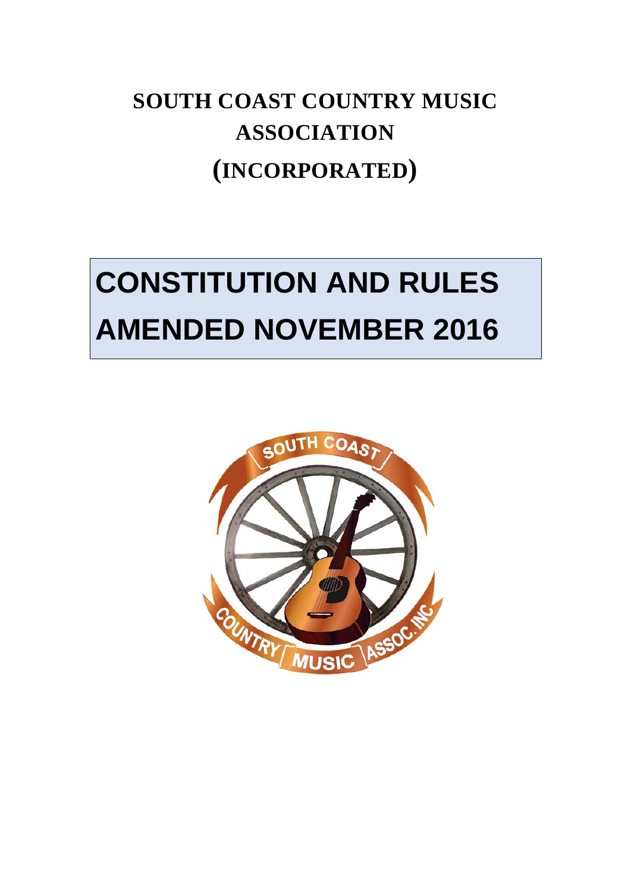# SOUTH COAST COUNTRY MUSIC ASSOCIATION (INCORPORATED)

# CONSTITUTION AND RULES AMENDED NOVEMBER 2016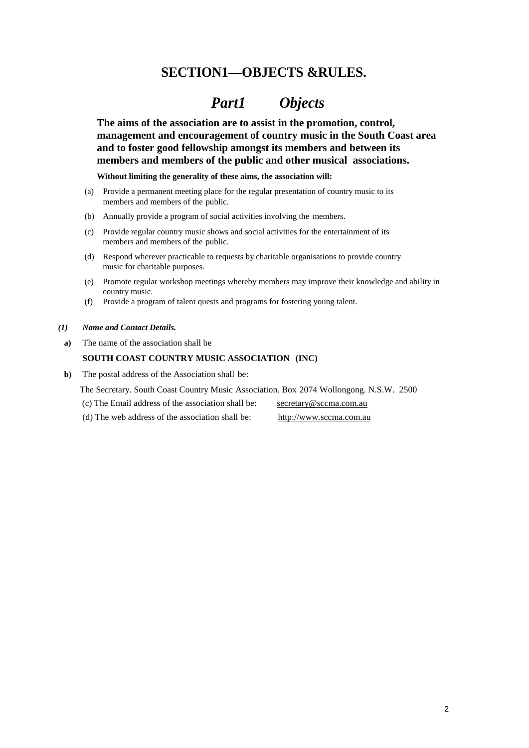# SECTION1—OBJECTS &RULES.

## *Part1 Objects*

**The aims of the association are to assist in the promotion, control, management and encouragement of country music in the South Coast area and to foster good fellowship amongst its members and between its members and members of the public and other musical associations.**

**Without limiting the generality of these aims, the association will:**

(a) Provide a permanent meeting place for the regular presentation of country music to its members and members of the public.

(b) Annually provide a program of social activities involving the members.

(c) Provide regular country music shows and social activities for the entertainment of its members and members of the public.

(d) Respond wherever practicable to requests by charitable organisations to provide country music for charitable purposes.

(e) Promote regular workshop meetings whereby members may improve their knowledge and ability in country music.

(f) Provide a program of talent quests and programs for fostering young talent.

***(1) Name and Contact Details.***

**a)** The name of the association shall be

**SOUTH COAST COUNTRY MUSIC ASSOCIATION (INC)**

**b)** The postal address of the Association shall be:

The Secretary. South Coast Country Music Association. Box 2074 Wollongong. N.S.W. 2500

(c) The Email address of the association shall be: secretary@sccma.com.au

(d) The web address of the association shall be: http://www.sccma.com.au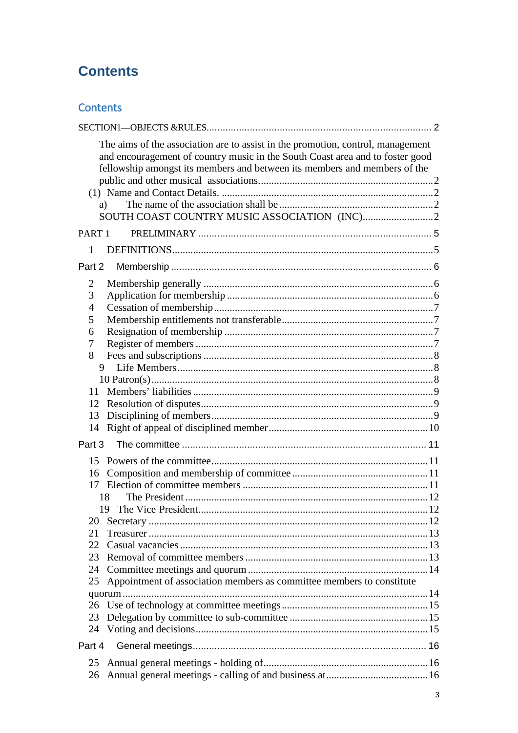# Contents

## Contents

SECTION1—OBJECTS &RULES.......................................................................................... 2

The aims of the association are to assist in the promotion, control, management and encouragement of country music in the South Coast area and to foster good fellowship amongst its members and between its members and members of the public and other musical associations..................................................................2

(1) Name and Contact Details. ................................................................................2

a) The name of the association shall be ...........................................................2

SOUTH COAST COUNTRY MUSIC ASSOCIATION (INC)...........................2

PART 1 PRELIMINARY ........................................................................................ 5

1 DEFINITIONS....................................................................................................5

Part 2 Membership ................................................................................................... 6

2 Membership generally .........................................................................................6
3 Application for membership ................................................................................6
4 Cessation of membership ....................................................................................7
5 Membership entitlements not transferable ..........................................................7
6 Resignation of membership .................................................................................7
7 Register of members ............................................................................................7
8 Fees and subscriptions ........................................................................................8
9 Life Members......................................................................................................8
10 Patron(s)............................................................................................................8
11 Members' liabilities ...........................................................................................9
12 Resolution of disputes.......................................................................................9
13 Disciplining of members....................................................................................9
14 Right of appeal of disciplined member.............................................................10

Part 3 The committee ............................................................................................. 11

15 Powers of the committee..................................................................................11
16 Composition and membership of committee ....................................................11
17 Election of committee members .......................................................................11
18 The President ...................................................................................................12
19 The Vice President............................................................................................12
20 Secretary ..........................................................................................................12
21 Treasurer ..........................................................................................................13
22 Casual vacancies ..............................................................................................13
23 Removal of committee members ......................................................................13
24 Committee meetings and quorum .....................................................................14
25 Appointment of association members as committee members to constitute quorum ....................................................................................................................14
26 Use of technology at committee meetings ........................................................15
23 Delegation by committee to sub-committee .....................................................15
24 Voting and decisions.........................................................................................15

Part 4 General meetings........................................................................................ 16

25 Annual general meetings - holding of...............................................................16
26 Annual general meetings - calling of and business at.......................................16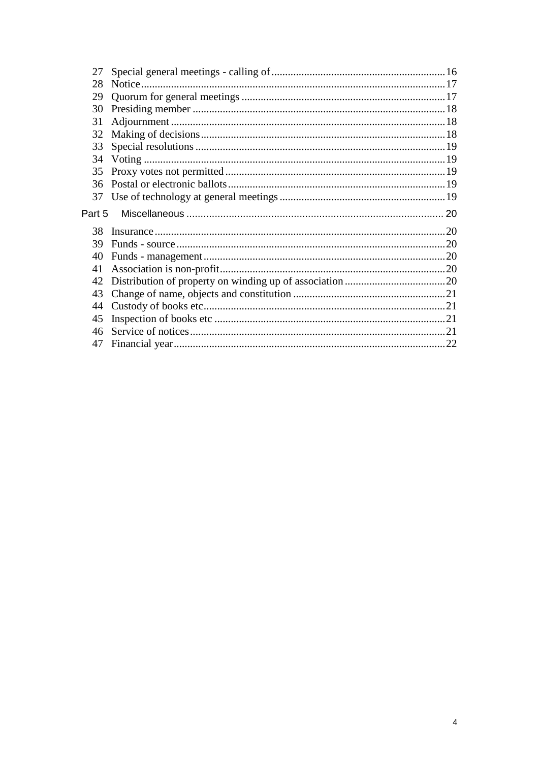27 Special general meetings - calling of ............................................................... 16
28 Notice ................................................................................................................. 17
29 Quorum for general meetings ............................................................................ 17
30 Presiding member .............................................................................................. 18
31 Adjournment ...................................................................................................... 18
32 Making of decisions ........................................................................................... 18
33 Special resolutions ............................................................................................. 19
34 Voting ................................................................................................................ 19
35 Proxy votes not permitted .................................................................................. 19
36 Postal or electronic ballots ................................................................................. 19
37 Use of technology at general meetings .............................................................. 19

Part 5 Miscellaneous ............................................................................................. 20

38 Insurance ............................................................................................................ 20
39 Funds - source .................................................................................................... 20
40 Funds - management .......................................................................................... 20
41 Association is non-profit .................................................................................... 20
42 Distribution of property on winding up of association ...................................... 20
43 Change of name, objects and constitution ......................................................... 21
44 Custody of books etc .......................................................................................... 21
45 Inspection of books etc ...................................................................................... 21
46 Service of notices ............................................................................................... 21
47 Financial year ..................................................................................................... 22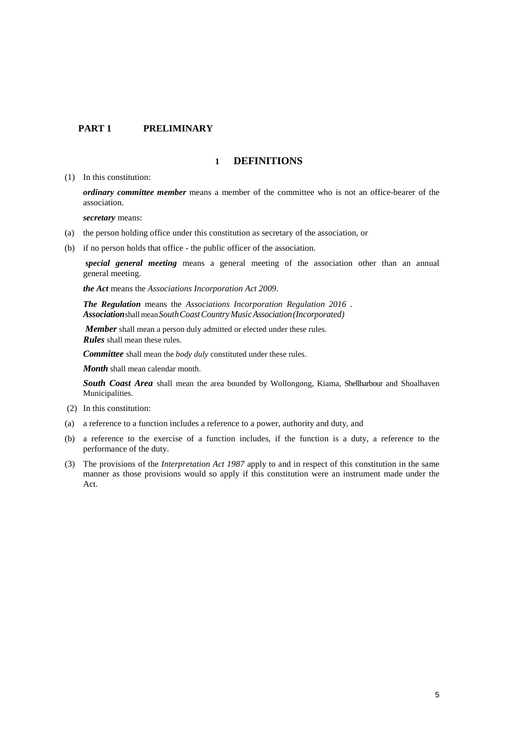## PART 1 PRELIMINARY

### 1 DEFINITIONS

(1) In this constitution:

***ordinary committee member*** means a member of the committee who is not an office-bearer of the association.

***secretary*** means:

(a) the person holding office under this constitution as secretary of the association, or

(b) if no person holds that office - the public officer of the association.

***special general meeting*** means a general meeting of the association other than an annual general meeting.

***the Act*** means the *Associations Incorporation Act 2009*.

***The Regulation*** means the *Associations Incorporation Regulation 2016* .

***Association*** shall mean *South Coast Country Music Association (Incorporated)*

***Member*** shall mean a person duly admitted or elected under these rules.

***Rules*** shall mean these rules.

***Committee*** shall mean the *body duly* constituted under these rules.

***Month*** shall mean calendar month.

***South Coast Area*** shall mean the area bounded by Wollongong, Kiama, Shellharbour and Shoalhaven Municipalities.

(2) In this constitution:

(a) a reference to a function includes a reference to a power, authority and duty, and

(b) a reference to the exercise of a function includes, if the function is a duty, a reference to the performance of the duty.

(3) The provisions of the *Interpretation Act 1987* apply to and in respect of this constitution in the same manner as those provisions would so apply if this constitution were an instrument made under the Act.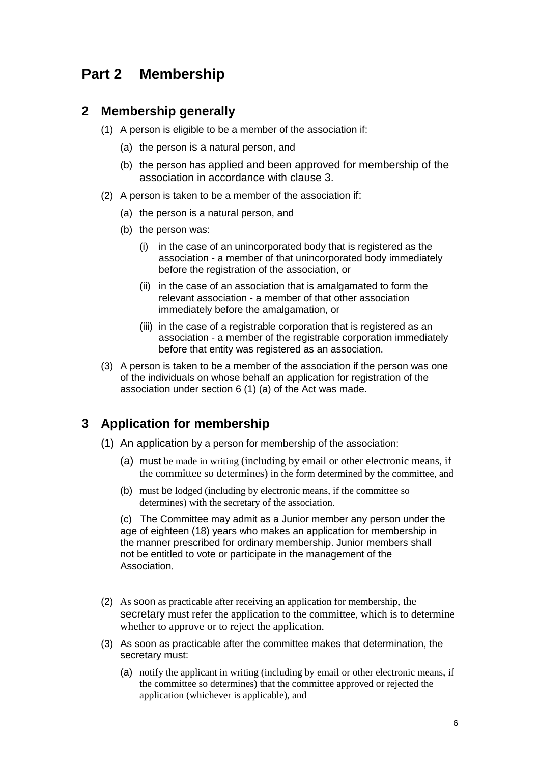# Part 2 Membership

## 2 Membership generally

(1) A person is eligible to be a member of the association if:

- (a) the person is a natural person, and
- (b) the person has applied and been approved for membership of the association in accordance with clause 3.

(2) A person is taken to be a member of the association if:

- (a) the person is a natural person, and
- (b) the person was:
  - (i) in the case of an unincorporated body that is registered as the association - a member of that unincorporated body immediately before the registration of the association, or
  - (ii) in the case of an association that is amalgamated to form the relevant association - a member of that other association immediately before the amalgamation, or
  - (iii) in the case of a registrable corporation that is registered as an association - a member of the registrable corporation immediately before that entity was registered as an association.

(3) A person is taken to be a member of the association if the person was one of the individuals on whose behalf an application for registration of the association under section 6 (1) (a) of the Act was made.

## 3 Application for membership

(1) An application by a person for membership of the association:

- (a) must be made in writing (including by email or other electronic means, if the committee so determines) in the form determined by the committee, and
- (b) must be lodged (including by electronic means, if the committee so determines) with the secretary of the association.

(c) The Committee may admit as a Junior member any person under the age of eighteen (18) years who makes an application for membership in the manner prescribed for ordinary membership. Junior members shall not be entitled to vote or participate in the management of the Association.

(2) As soon as practicable after receiving an application for membership, the secretary must refer the application to the committee, which is to determine whether to approve or to reject the application.

(3) As soon as practicable after the committee makes that determination, the secretary must:

- (a) notify the applicant in writing (including by email or other electronic means, if the committee so determines) that the committee approved or rejected the application (whichever is applicable), and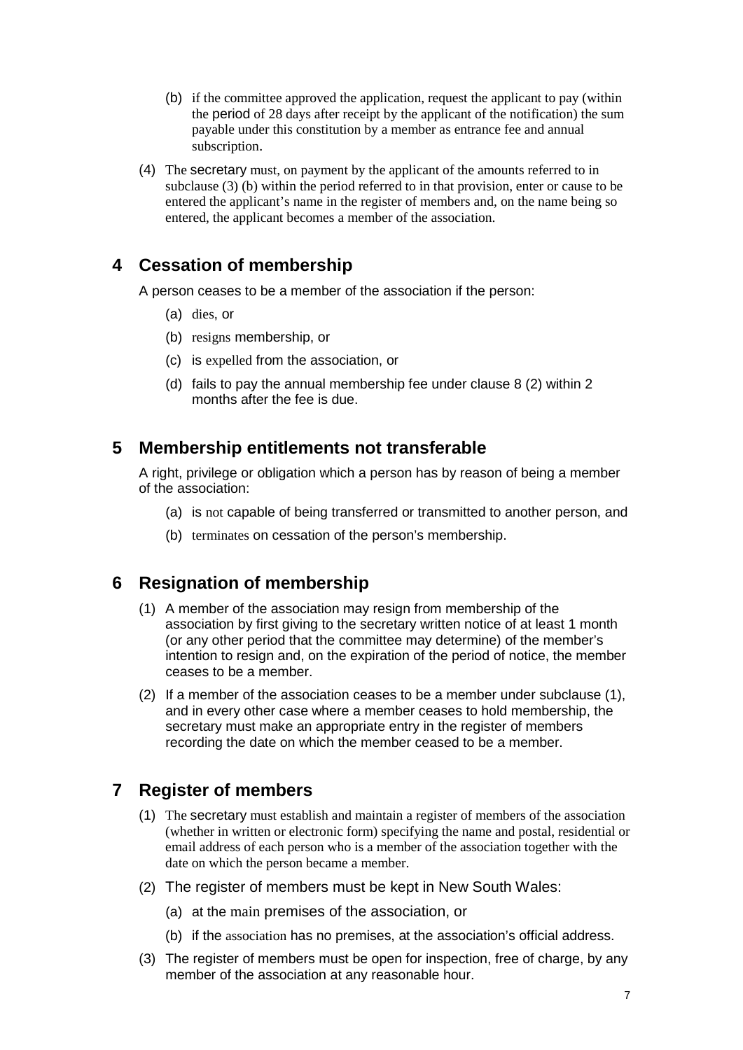(b) if the committee approved the application, request the applicant to pay (within the period of 28 days after receipt by the applicant of the notification) the sum payable under this constitution by a member as entrance fee and annual subscription.

(4) The secretary must, on payment by the applicant of the amounts referred to in subclause (3) (b) within the period referred to in that provision, enter or cause to be entered the applicant's name in the register of members and, on the name being so entered, the applicant becomes a member of the association.

## 4 Cessation of membership

A person ceases to be a member of the association if the person:

(a) dies, or

(b) resigns membership, or

(c) is expelled from the association, or

(d) fails to pay the annual membership fee under clause 8 (2) within 2 months after the fee is due.

## 5 Membership entitlements not transferable

A right, privilege or obligation which a person has by reason of being a member of the association:

(a) is not capable of being transferred or transmitted to another person, and

(b) terminates on cessation of the person's membership.

## 6 Resignation of membership

(1) A member of the association may resign from membership of the association by first giving to the secretary written notice of at least 1 month (or any other period that the committee may determine) of the member's intention to resign and, on the expiration of the period of notice, the member ceases to be a member.

(2) If a member of the association ceases to be a member under subclause (1), and in every other case where a member ceases to hold membership, the secretary must make an appropriate entry in the register of members recording the date on which the member ceased to be a member.

## 7 Register of members

(1) The secretary must establish and maintain a register of members of the association (whether in written or electronic form) specifying the name and postal, residential or email address of each person who is a member of the association together with the date on which the person became a member.

(2) The register of members must be kept in New South Wales:

(a) at the main premises of the association, or

(b) if the association has no premises, at the association's official address.

(3) The register of members must be open for inspection, free of charge, by any member of the association at any reasonable hour.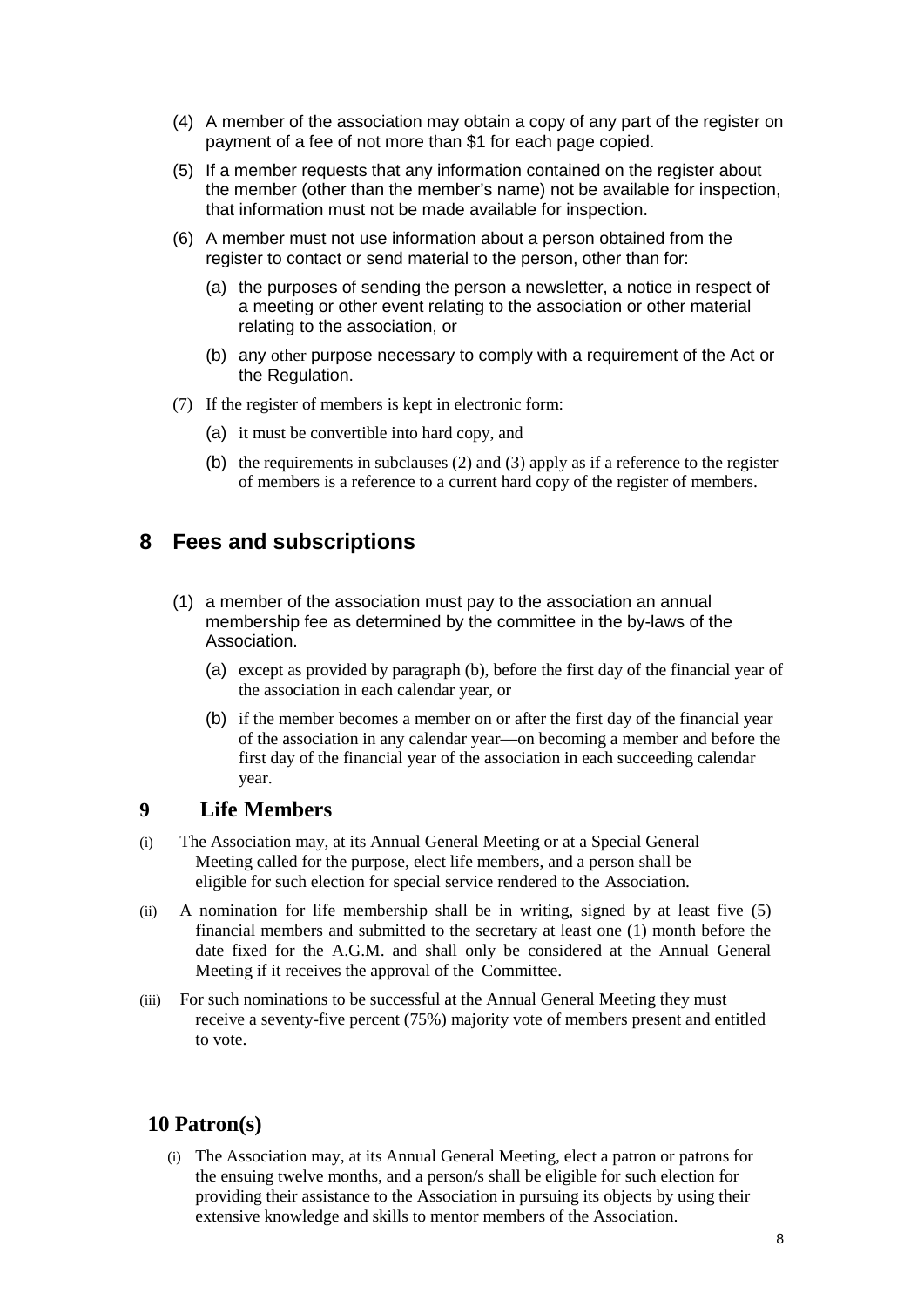(4) A member of the association may obtain a copy of any part of the register on payment of a fee of not more than $1 for each page copied.

(5) If a member requests that any information contained on the register about the member (other than the member's name) not be available for inspection, that information must not be made available for inspection.

(6) A member must not use information about a person obtained from the register to contact or send material to the person, other than for:

   (a) the purposes of sending the person a newsletter, a notice in respect of a meeting or other event relating to the association or other material relating to the association, or

   (b) any other purpose necessary to comply with a requirement of the Act or the Regulation.

(7) If the register of members is kept in electronic form:

   (a) it must be convertible into hard copy, and

   (b) the requirements in subclauses (2) and (3) apply as if a reference to the register of members is a reference to a current hard copy of the register of members.

## 8 Fees and subscriptions

(1) a member of the association must pay to the association an annual membership fee as determined by the committee in the by-laws of the Association.

   (a) except as provided by paragraph (b), before the first day of the financial year of the association in each calendar year, or

   (b) if the member becomes a member on or after the first day of the financial year of the association in any calendar year—on becoming a member and before the first day of the financial year of the association in each succeeding calendar year.

## 9 Life Members

(i) The Association may, at its Annual General Meeting or at a Special General Meeting called for the purpose, elect life members, and a person shall be eligible for such election for special service rendered to the Association.

(ii) A nomination for life membership shall be in writing, signed by at least five (5) financial members and submitted to the secretary at least one (1) month before the date fixed for the A.G.M. and shall only be considered at the Annual General Meeting if it receives the approval of the Committee.

(iii) For such nominations to be successful at the Annual General Meeting they must receive a seventy-five percent (75%) majority vote of members present and entitled to vote.

## 10 Patron(s)

(i) The Association may, at its Annual General Meeting, elect a patron or patrons for the ensuing twelve months, and a person/s shall be eligible for such election for providing their assistance to the Association in pursuing its objects by using their extensive knowledge and skills to mentor members of the Association.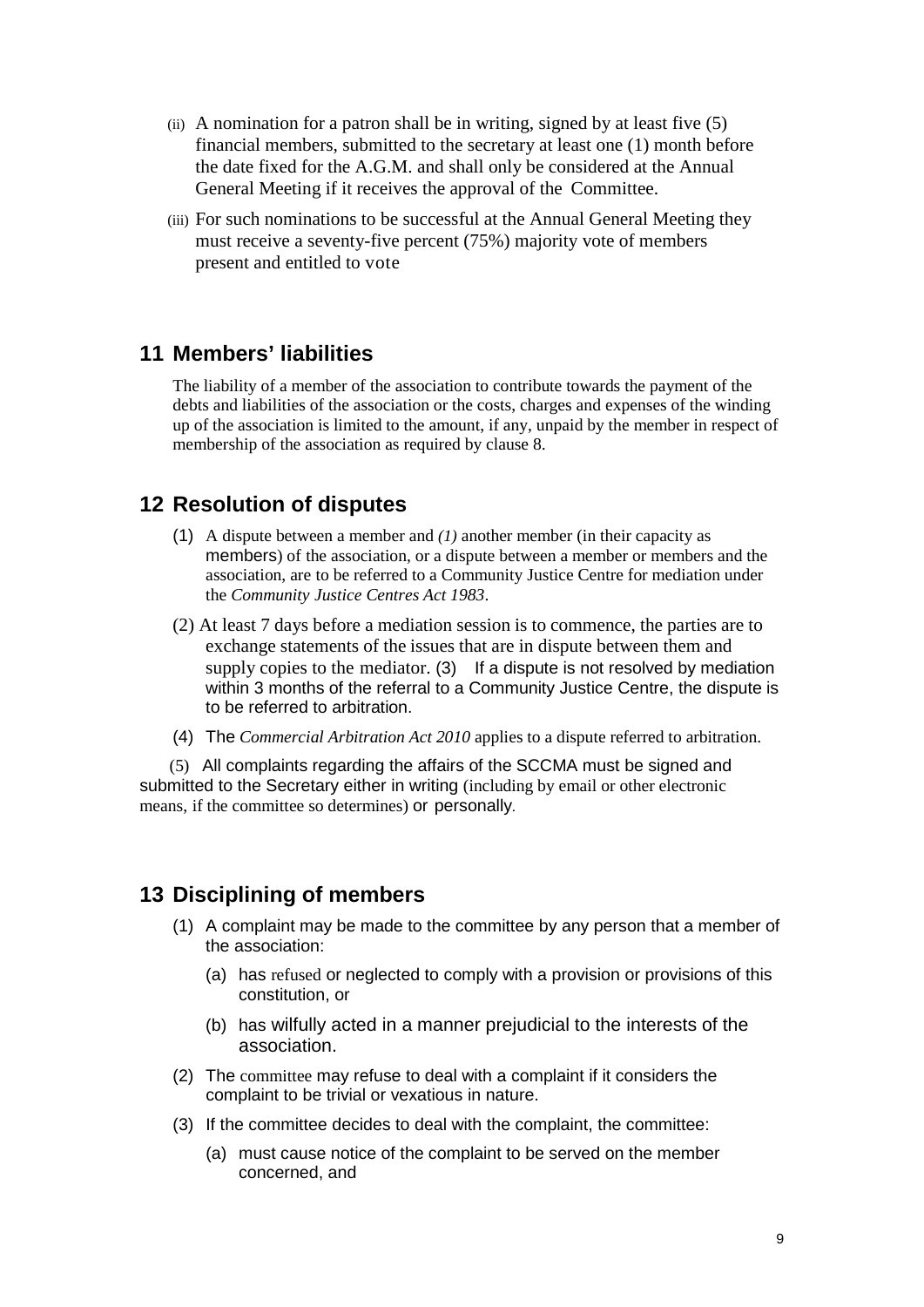(ii) A nomination for a patron shall be in writing, signed by at least five (5) financial members, submitted to the secretary at least one (1) month before the date fixed for the A.G.M. and shall only be considered at the Annual General Meeting if it receives the approval of the Committee.

(iii) For such nominations to be successful at the Annual General Meeting they must receive a seventy-five percent (75%) majority vote of members present and entitled to vote

## 11 Members' liabilities

The liability of a member of the association to contribute towards the payment of the debts and liabilities of the association or the costs, charges and expenses of the winding up of the association is limited to the amount, if any, unpaid by the member in respect of membership of the association as required by clause 8.

## 12 Resolution of disputes

(1) A dispute between a member and *(1)* another member (in their capacity as members) of the association, or a dispute between a member or members and the association, are to be referred to a Community Justice Centre for mediation under the *Community Justice Centres Act 1983*.

(2) At least 7 days before a mediation session is to commence, the parties are to exchange statements of the issues that are in dispute between them and supply copies to the mediator. (3) If a dispute is not resolved by mediation within 3 months of the referral to a Community Justice Centre, the dispute is to be referred to arbitration.

(4) The *Commercial Arbitration Act 2010* applies to a dispute referred to arbitration.

(5) All complaints regarding the affairs of the SCCMA must be signed and submitted to the Secretary either in writing (including by email or other electronic means, if the committee so determines) or personally.

## 13 Disciplining of members

(1) A complaint may be made to the committee by any person that a member of the association:

(a) has refused or neglected to comply with a provision or provisions of this constitution, or

(b) has wilfully acted in a manner prejudicial to the interests of the association.

(2) The committee may refuse to deal with a complaint if it considers the complaint to be trivial or vexatious in nature.

(3) If the committee decides to deal with the complaint, the committee:

(a) must cause notice of the complaint to be served on the member concerned, and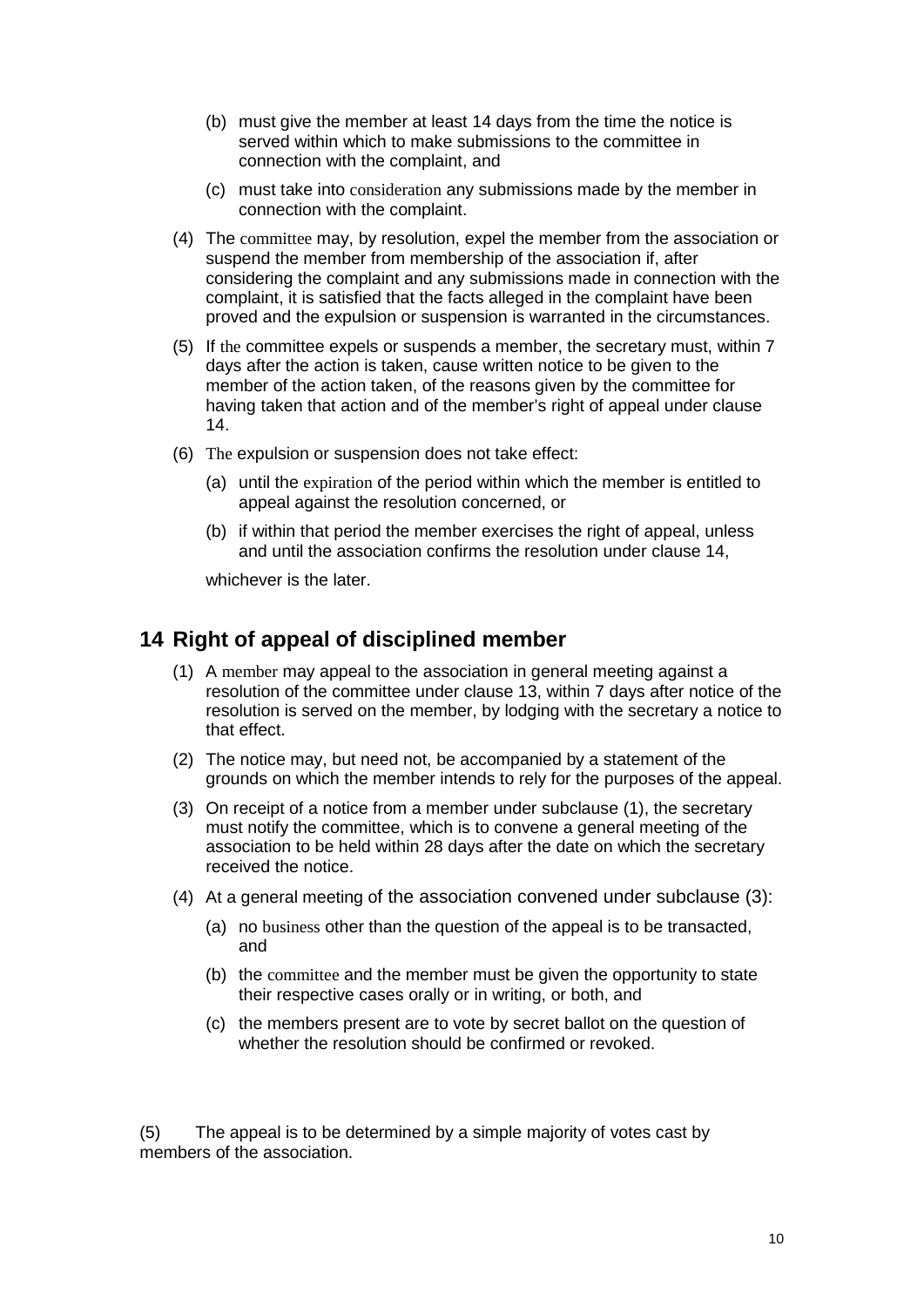(b) must give the member at least 14 days from the time the notice is served within which to make submissions to the committee in connection with the complaint, and

(c) must take into consideration any submissions made by the member in connection with the complaint.

(4) The committee may, by resolution, expel the member from the association or suspend the member from membership of the association if, after considering the complaint and any submissions made in connection with the complaint, it is satisfied that the facts alleged in the complaint have been proved and the expulsion or suspension is warranted in the circumstances.

(5) If the committee expels or suspends a member, the secretary must, within 7 days after the action is taken, cause written notice to be given to the member of the action taken, of the reasons given by the committee for having taken that action and of the member's right of appeal under clause 14.

(6) The expulsion or suspension does not take effect:

(a) until the expiration of the period within which the member is entitled to appeal against the resolution concerned, or

(b) if within that period the member exercises the right of appeal, unless and until the association confirms the resolution under clause 14,

whichever is the later.

## 14 Right of appeal of disciplined member

(1) A member may appeal to the association in general meeting against a resolution of the committee under clause 13, within 7 days after notice of the resolution is served on the member, by lodging with the secretary a notice to that effect.

(2) The notice may, but need not, be accompanied by a statement of the grounds on which the member intends to rely for the purposes of the appeal.

(3) On receipt of a notice from a member under subclause (1), the secretary must notify the committee, which is to convene a general meeting of the association to be held within 28 days after the date on which the secretary received the notice.

(4) At a general meeting of the association convened under subclause (3):

(a) no business other than the question of the appeal is to be transacted, and

(b) the committee and the member must be given the opportunity to state their respective cases orally or in writing, or both, and

(c) the members present are to vote by secret ballot on the question of whether the resolution should be confirmed or revoked.

(5) The appeal is to be determined by a simple majority of votes cast by members of the association.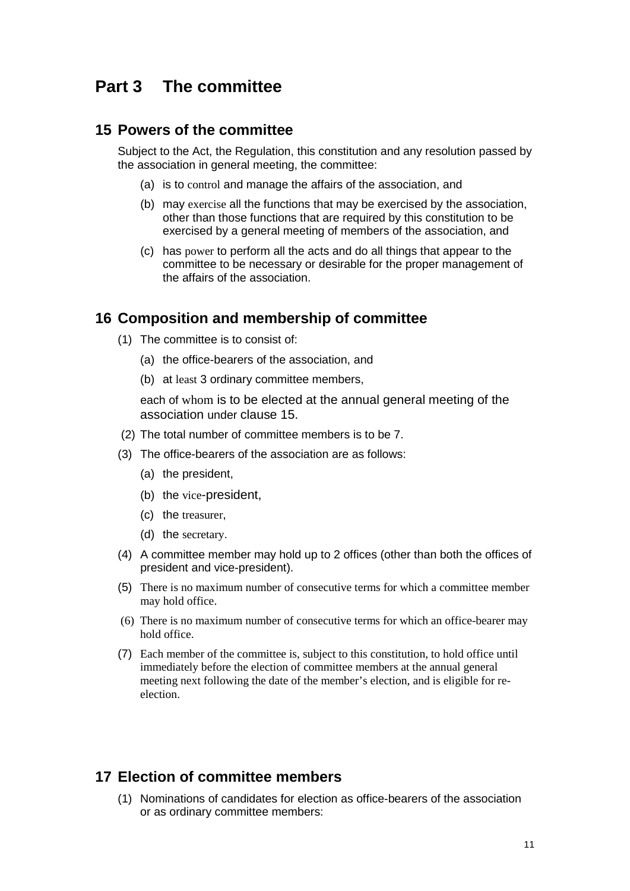# Part 3 The committee

## 15 Powers of the committee

Subject to the Act, the Regulation, this constitution and any resolution passed by the association in general meeting, the committee:

(a) is to control and manage the affairs of the association, and

(b) may exercise all the functions that may be exercised by the association, other than those functions that are required by this constitution to be exercised by a general meeting of members of the association, and

(c) has power to perform all the acts and do all things that appear to the committee to be necessary or desirable for the proper management of the affairs of the association.

## 16 Composition and membership of committee

(1) The committee is to consist of:

(a) the office-bearers of the association, and

(b) at least 3 ordinary committee members,

each of whom is to be elected at the annual general meeting of the association under clause 15.

(2) The total number of committee members is to be 7.

(3) The office-bearers of the association are as follows:

(a) the president,

(b) the vice-president,

(c) the treasurer,

(d) the secretary.

(4) A committee member may hold up to 2 offices (other than both the offices of president and vice-president).

(5) There is no maximum number of consecutive terms for which a committee member may hold office.

(6) There is no maximum number of consecutive terms for which an office-bearer may hold office.

(7) Each member of the committee is, subject to this constitution, to hold office until immediately before the election of committee members at the annual general meeting next following the date of the member's election, and is eligible for re-election.

## 17 Election of committee members

(1) Nominations of candidates for election as office-bearers of the association or as ordinary committee members: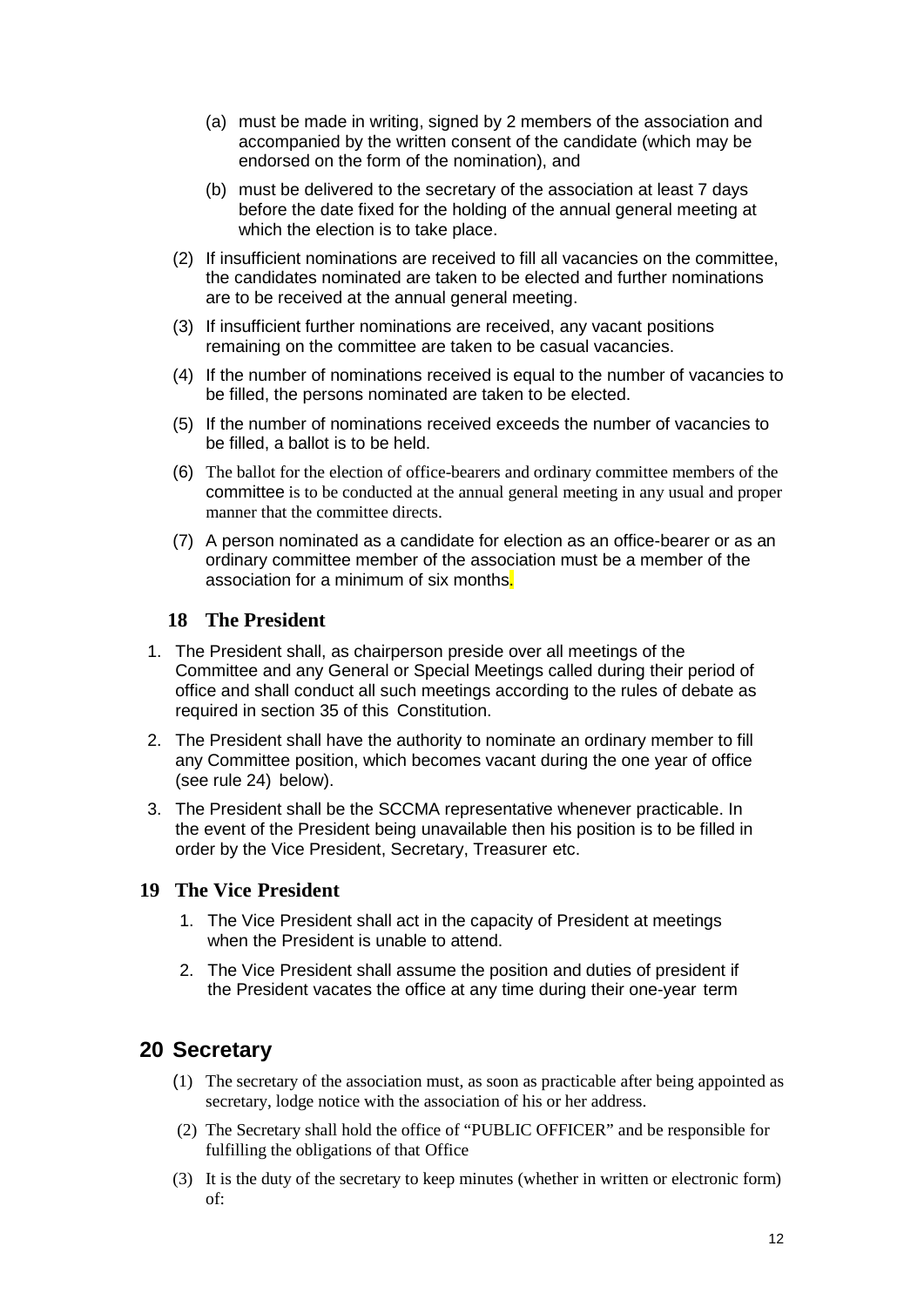(a) must be made in writing, signed by 2 members of the association and accompanied by the written consent of the candidate (which may be endorsed on the form of the nomination), and

(b) must be delivered to the secretary of the association at least 7 days before the date fixed for the holding of the annual general meeting at which the election is to take place.

(2) If insufficient nominations are received to fill all vacancies on the committee, the candidates nominated are taken to be elected and further nominations are to be received at the annual general meeting.

(3) If insufficient further nominations are received, any vacant positions remaining on the committee are taken to be casual vacancies.

(4) If the number of nominations received is equal to the number of vacancies to be filled, the persons nominated are taken to be elected.

(5) If the number of nominations received exceeds the number of vacancies to be filled, a ballot is to be held.

(6) The ballot for the election of office-bearers and ordinary committee members of the committee is to be conducted at the annual general meeting in any usual and proper manner that the committee directs.

(7) A person nominated as a candidate for election as an office-bearer or as an ordinary committee member of the association must be a member of the association for a minimum of six months.

## 18 The President

1. The President shall, as chairperson preside over all meetings of the Committee and any General or Special Meetings called during their period of office and shall conduct all such meetings according to the rules of debate as required in section 35 of this Constitution.
2. The President shall have the authority to nominate an ordinary member to fill any Committee position, which becomes vacant during the one year of office (see rule 24) below).
3. The President shall be the SCCMA representative whenever practicable. In the event of the President being unavailable then his position is to be filled in order by the Vice President, Secretary, Treasurer etc.

## 19 The Vice President

1. The Vice President shall act in the capacity of President at meetings when the President is unable to attend.
2. The Vice President shall assume the position and duties of president if the President vacates the office at any time during their one-year term

## 20 Secretary

(1) The secretary of the association must, as soon as practicable after being appointed as secretary, lodge notice with the association of his or her address.

(2) The Secretary shall hold the office of "PUBLIC OFFICER" and be responsible for fulfilling the obligations of that Office

(3) It is the duty of the secretary to keep minutes (whether in written or electronic form) of: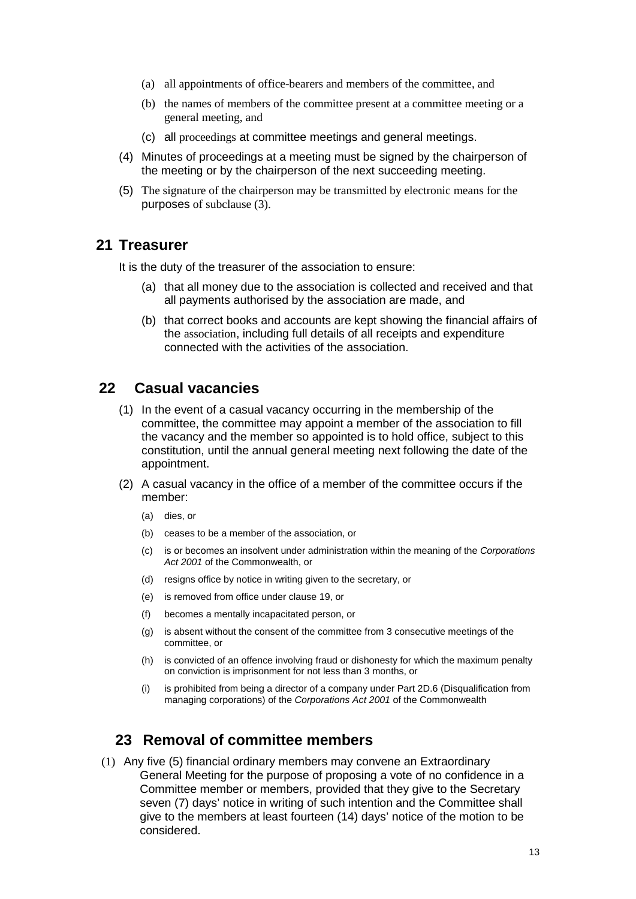- (a) all appointments of office-bearers and members of the committee, and
- (b) the names of members of the committee present at a committee meeting or a general meeting, and
- (c) all proceedings at committee meetings and general meetings.

(4) Minutes of proceedings at a meeting must be signed by the chairperson of the meeting or by the chairperson of the next succeeding meeting.

(5) The signature of the chairperson may be transmitted by electronic means for the purposes of subclause (3).

## 21 Treasurer

It is the duty of the treasurer of the association to ensure:

- (a) that all money due to the association is collected and received and that all payments authorised by the association are made, and
- (b) that correct books and accounts are kept showing the financial affairs of the association, including full details of all receipts and expenditure connected with the activities of the association.

## 22 Casual vacancies

(1) In the event of a casual vacancy occurring in the membership of the committee, the committee may appoint a member of the association to fill the vacancy and the member so appointed is to hold office, subject to this constitution, until the annual general meeting next following the date of the appointment.

(2) A casual vacancy in the office of a member of the committee occurs if the member:

- (a) dies, or
- (b) ceases to be a member of the association, or
- (c) is or becomes an insolvent under administration within the meaning of the *Corporations Act 2001* of the Commonwealth, or
- (d) resigns office by notice in writing given to the secretary, or
- (e) is removed from office under clause 19, or
- (f) becomes a mentally incapacitated person, or
- (g) is absent without the consent of the committee from 3 consecutive meetings of the committee, or
- (h) is convicted of an offence involving fraud or dishonesty for which the maximum penalty on conviction is imprisonment for not less than 3 months, or
- (i) is prohibited from being a director of a company under Part 2D.6 (Disqualification from managing corporations) of the *Corporations Act 2001* of the Commonwealth

## 23 Removal of committee members

(1) Any five (5) financial ordinary members may convene an Extraordinary General Meeting for the purpose of proposing a vote of no confidence in a Committee member or members, provided that they give to the Secretary seven (7) days' notice in writing of such intention and the Committee shall give to the members at least fourteen (14) days' notice of the motion to be considered.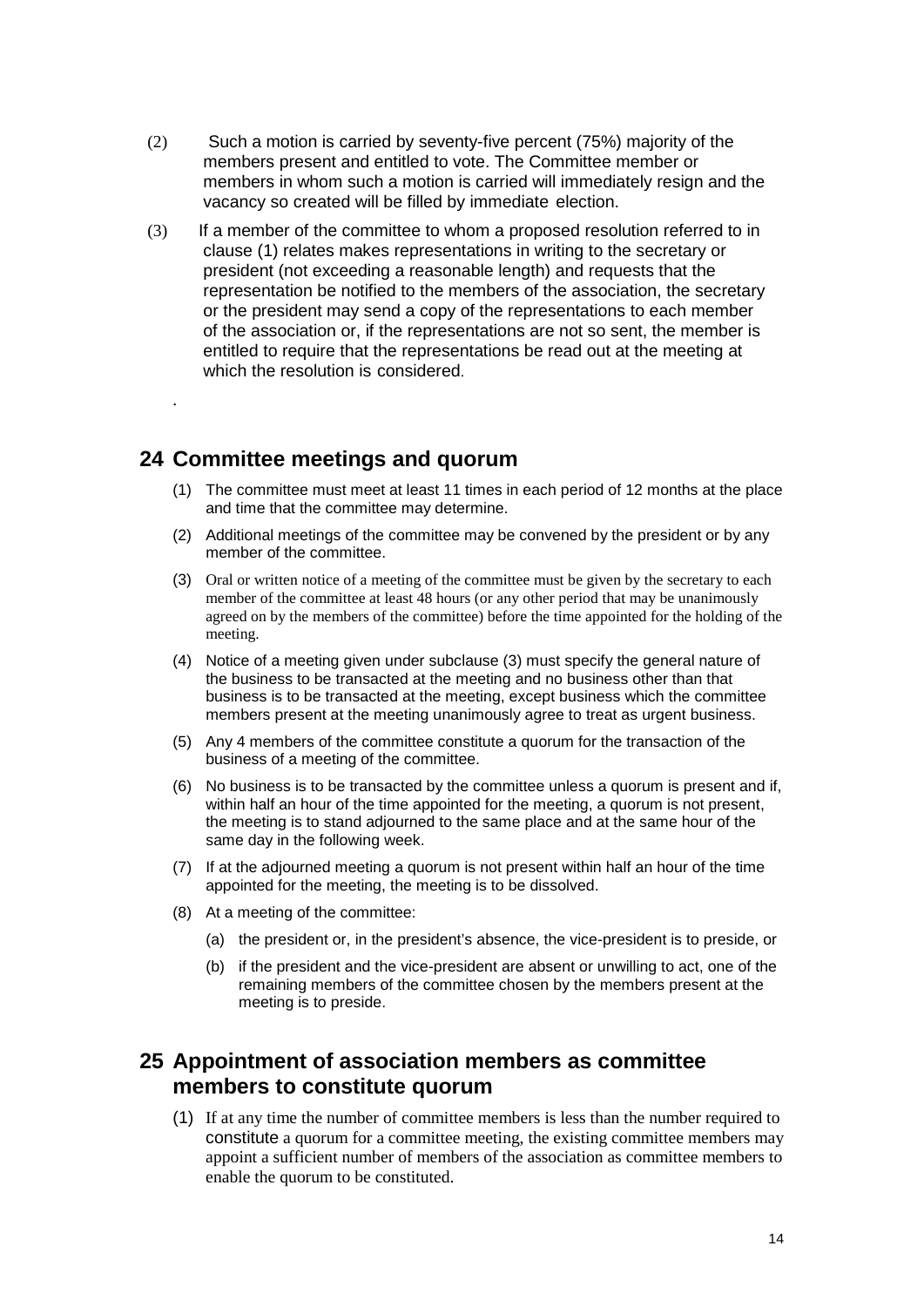(2) Such a motion is carried by seventy-five percent (75%) majority of the members present and entitled to vote. The Committee member or members in whom such a motion is carried will immediately resign and the vacancy so created will be filled by immediate election.

(3) If a member of the committee to whom a proposed resolution referred to in clause (1) relates makes representations in writing to the secretary or president (not exceeding a reasonable length) and requests that the representation be notified to the members of the association, the secretary or the president may send a copy of the representations to each member of the association or, if the representations are not so sent, the member is entitled to require that the representations be read out at the meeting at which the resolution is considered.

.

## 24 Committee meetings and quorum

(1) The committee must meet at least 11 times in each period of 12 months at the place and time that the committee may determine.

(2) Additional meetings of the committee may be convened by the president or by any member of the committee.

(3) Oral or written notice of a meeting of the committee must be given by the secretary to each member of the committee at least 48 hours (or any other period that may be unanimously agreed on by the members of the committee) before the time appointed for the holding of the meeting.

(4) Notice of a meeting given under subclause (3) must specify the general nature of the business to be transacted at the meeting and no business other than that business is to be transacted at the meeting, except business which the committee members present at the meeting unanimously agree to treat as urgent business.

(5) Any 4 members of the committee constitute a quorum for the transaction of the business of a meeting of the committee.

(6) No business is to be transacted by the committee unless a quorum is present and if, within half an hour of the time appointed for the meeting, a quorum is not present, the meeting is to stand adjourned to the same place and at the same hour of the same day in the following week.

(7) If at the adjourned meeting a quorum is not present within half an hour of the time appointed for the meeting, the meeting is to be dissolved.

(8) At a meeting of the committee:

  (a) the president or, in the president's absence, the vice-president is to preside, or

  (b) if the president and the vice-president are absent or unwilling to act, one of the remaining members of the committee chosen by the members present at the meeting is to preside.

## 25 Appointment of association members as committee members to constitute quorum

(1) If at any time the number of committee members is less than the number required to constitute a quorum for a committee meeting, the existing committee members may appoint a sufficient number of members of the association as committee members to enable the quorum to be constituted.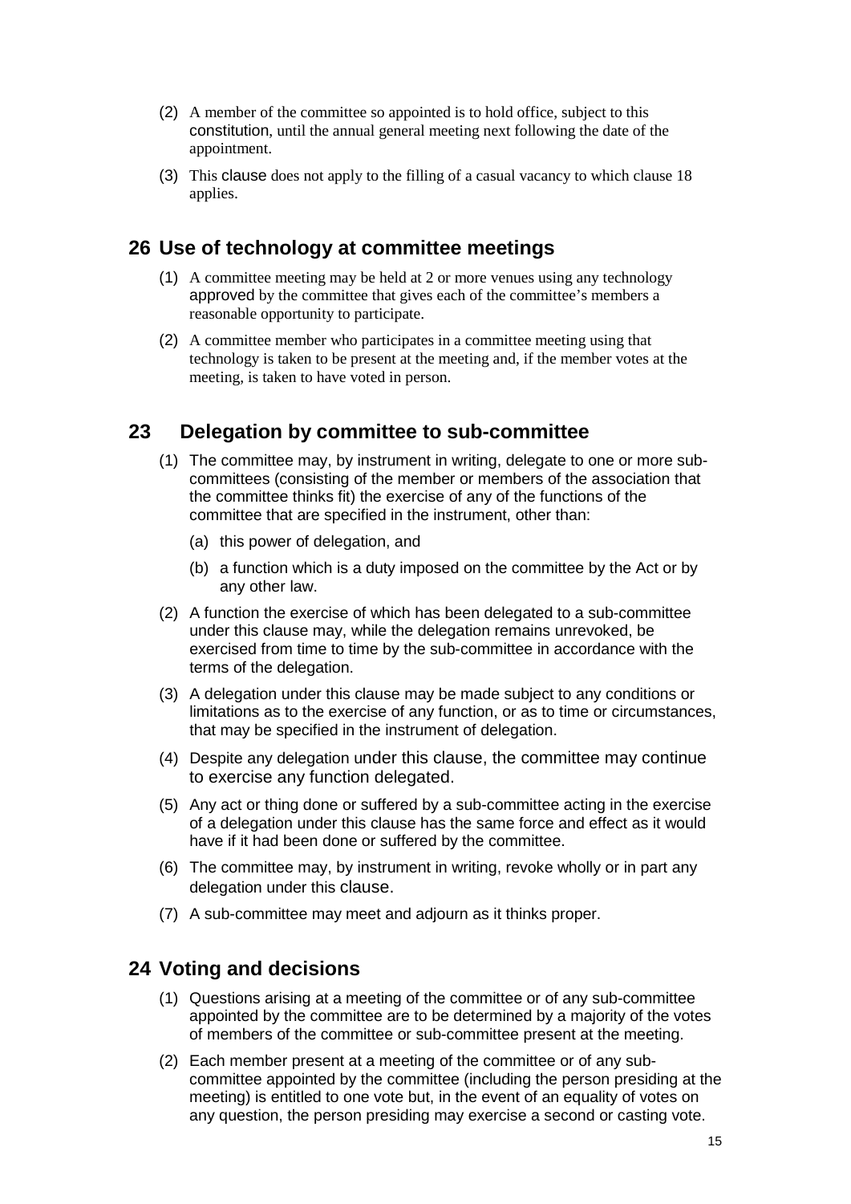(2) A member of the committee so appointed is to hold office, subject to this constitution, until the annual general meeting next following the date of the appointment.

(3) This clause does not apply to the filling of a casual vacancy to which clause 18 applies.

## 26 Use of technology at committee meetings

(1) A committee meeting may be held at 2 or more venues using any technology approved by the committee that gives each of the committee's members a reasonable opportunity to participate.

(2) A committee member who participates in a committee meeting using that technology is taken to be present at the meeting and, if the member votes at the meeting, is taken to have voted in person.

## 23 Delegation by committee to sub-committee

(1) The committee may, by instrument in writing, delegate to one or more sub-committees (consisting of the member or members of the association that the committee thinks fit) the exercise of any of the functions of the committee that are specified in the instrument, other than:

   (a) this power of delegation, and

   (b) a function which is a duty imposed on the committee by the Act or by any other law.

(2) A function the exercise of which has been delegated to a sub-committee under this clause may, while the delegation remains unrevoked, be exercised from time to time by the sub-committee in accordance with the terms of the delegation.

(3) A delegation under this clause may be made subject to any conditions or limitations as to the exercise of any function, or as to time or circumstances, that may be specified in the instrument of delegation.

(4) Despite any delegation under this clause, the committee may continue to exercise any function delegated.

(5) Any act or thing done or suffered by a sub-committee acting in the exercise of a delegation under this clause has the same force and effect as it would have if it had been done or suffered by the committee.

(6) The committee may, by instrument in writing, revoke wholly or in part any delegation under this clause.

(7) A sub-committee may meet and adjourn as it thinks proper.

## 24 Voting and decisions

(1) Questions arising at a meeting of the committee or of any sub-committee appointed by the committee are to be determined by a majority of the votes of members of the committee or sub-committee present at the meeting.

(2) Each member present at a meeting of the committee or of any sub-committee appointed by the committee (including the person presiding at the meeting) is entitled to one vote but, in the event of an equality of votes on any question, the person presiding may exercise a second or casting vote.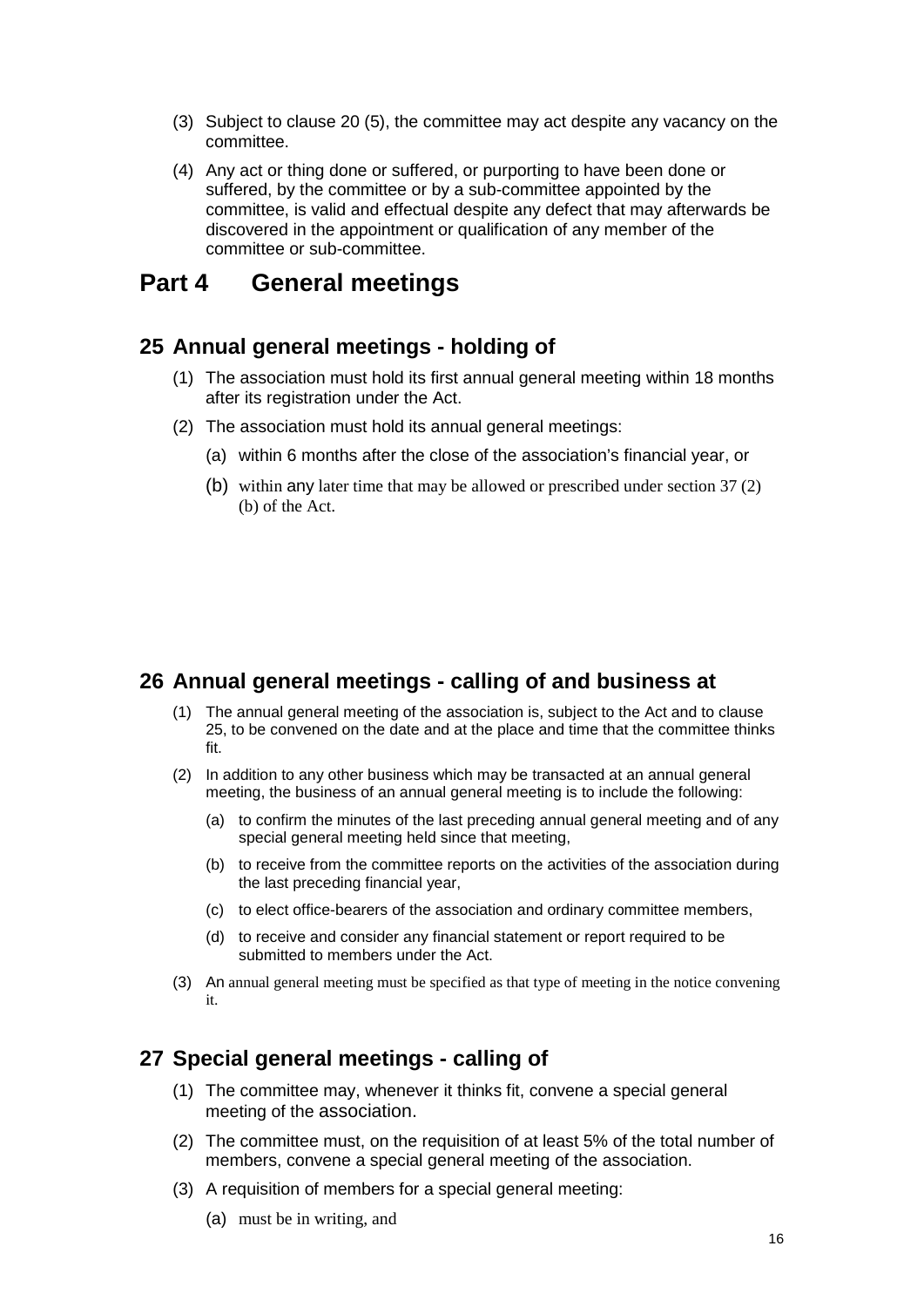(3) Subject to clause 20 (5), the committee may act despite any vacancy on the committee.

(4) Any act or thing done or suffered, or purporting to have been done or suffered, by the committee or by a sub-committee appointed by the committee, is valid and effectual despite any defect that may afterwards be discovered in the appointment or qualification of any member of the committee or sub-committee.

# Part 4 General meetings

## 25 Annual general meetings - holding of

(1) The association must hold its first annual general meeting within 18 months after its registration under the Act.

(2) The association must hold its annual general meetings:

(a) within 6 months after the close of the association's financial year, or

(b) within any later time that may be allowed or prescribed under section 37 (2) (b) of the Act.

## 26 Annual general meetings - calling of and business at

(1) The annual general meeting of the association is, subject to the Act and to clause 25, to be convened on the date and at the place and time that the committee thinks fit.

(2) In addition to any other business which may be transacted at an annual general meeting, the business of an annual general meeting is to include the following:

(a) to confirm the minutes of the last preceding annual general meeting and of any special general meeting held since that meeting,

(b) to receive from the committee reports on the activities of the association during the last preceding financial year,

(c) to elect office-bearers of the association and ordinary committee members,

(d) to receive and consider any financial statement or report required to be submitted to members under the Act.

(3) An annual general meeting must be specified as that type of meeting in the notice convening it.

## 27 Special general meetings - calling of

(1) The committee may, whenever it thinks fit, convene a special general meeting of the association.

(2) The committee must, on the requisition of at least 5% of the total number of members, convene a special general meeting of the association.

(3) A requisition of members for a special general meeting:

(a) must be in writing, and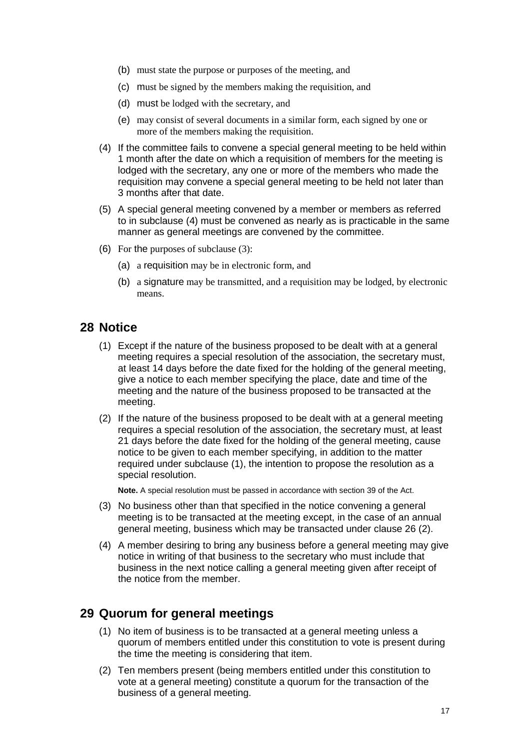(b) must state the purpose or purposes of the meeting, and

(c) must be signed by the members making the requisition, and

(d) must be lodged with the secretary, and

(e) may consist of several documents in a similar form, each signed by one or more of the members making the requisition.

(4) If the committee fails to convene a special general meeting to be held within 1 month after the date on which a requisition of members for the meeting is lodged with the secretary, any one or more of the members who made the requisition may convene a special general meeting to be held not later than 3 months after that date.

(5) A special general meeting convened by a member or members as referred to in subclause (4) must be convened as nearly as is practicable in the same manner as general meetings are convened by the committee.

(6) For the purposes of subclause (3):

(a) a requisition may be in electronic form, and

(b) a signature may be transmitted, and a requisition may be lodged, by electronic means.

## 28 Notice

(1) Except if the nature of the business proposed to be dealt with at a general meeting requires a special resolution of the association, the secretary must, at least 14 days before the date fixed for the holding of the general meeting, give a notice to each member specifying the place, date and time of the meeting and the nature of the business proposed to be transacted at the meeting.

(2) If the nature of the business proposed to be dealt with at a general meeting requires a special resolution of the association, the secretary must, at least 21 days before the date fixed for the holding of the general meeting, cause notice to be given to each member specifying, in addition to the matter required under subclause (1), the intention to propose the resolution as a special resolution.

**Note.** A special resolution must be passed in accordance with section 39 of the Act.

(3) No business other than that specified in the notice convening a general meeting is to be transacted at the meeting except, in the case of an annual general meeting, business which may be transacted under clause 26 (2).

(4) A member desiring to bring any business before a general meeting may give notice in writing of that business to the secretary who must include that business in the next notice calling a general meeting given after receipt of the notice from the member.

## 29 Quorum for general meetings

(1) No item of business is to be transacted at a general meeting unless a quorum of members entitled under this constitution to vote is present during the time the meeting is considering that item.

(2) Ten members present (being members entitled under this constitution to vote at a general meeting) constitute a quorum for the transaction of the business of a general meeting.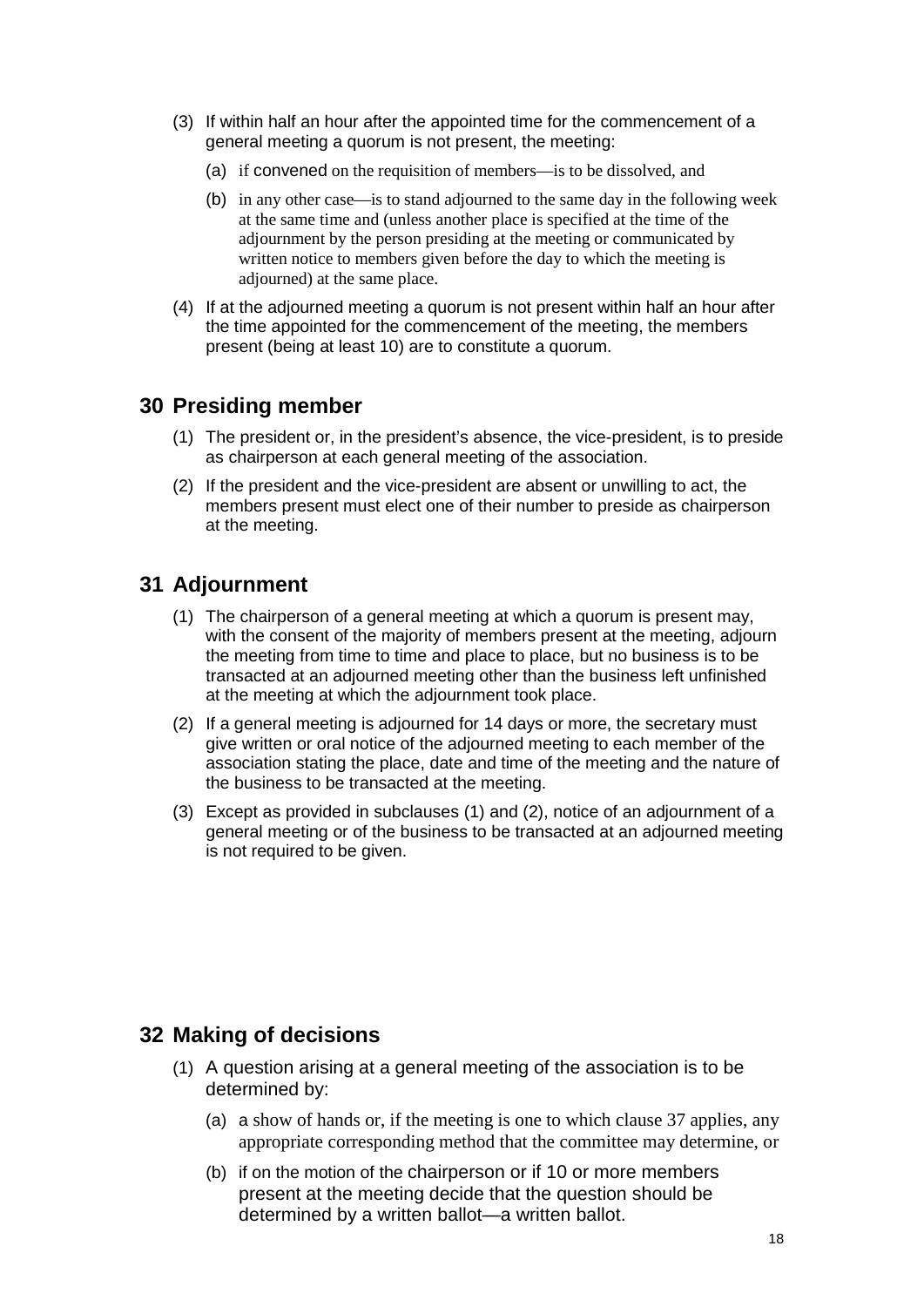(3) If within half an hour after the appointed time for the commencement of a general meeting a quorum is not present, the meeting:

  (a) if convened on the requisition of members—is to be dissolved, and

  (b) in any other case—is to stand adjourned to the same day in the following week at the same time and (unless another place is specified at the time of the adjournment by the person presiding at the meeting or communicated by written notice to members given before the day to which the meeting is adjourned) at the same place.

(4) If at the adjourned meeting a quorum is not present within half an hour after the time appointed for the commencement of the meeting, the members present (being at least 10) are to constitute a quorum.

## 30 Presiding member

(1) The president or, in the president's absence, the vice-president, is to preside as chairperson at each general meeting of the association.

(2) If the president and the vice-president are absent or unwilling to act, the members present must elect one of their number to preside as chairperson at the meeting.

## 31 Adjournment

(1) The chairperson of a general meeting at which a quorum is present may, with the consent of the majority of members present at the meeting, adjourn the meeting from time to time and place to place, but no business is to be transacted at an adjourned meeting other than the business left unfinished at the meeting at which the adjournment took place.

(2) If a general meeting is adjourned for 14 days or more, the secretary must give written or oral notice of the adjourned meeting to each member of the association stating the place, date and time of the meeting and the nature of the business to be transacted at the meeting.

(3) Except as provided in subclauses (1) and (2), notice of an adjournment of a general meeting or of the business to be transacted at an adjourned meeting is not required to be given.

## 32 Making of decisions

(1) A question arising at a general meeting of the association is to be determined by:

  (a) a show of hands or, if the meeting is one to which clause 37 applies, any appropriate corresponding method that the committee may determine, or

  (b) if on the motion of the chairperson or if 10 or more members present at the meeting decide that the question should be determined by a written ballot—a written ballot.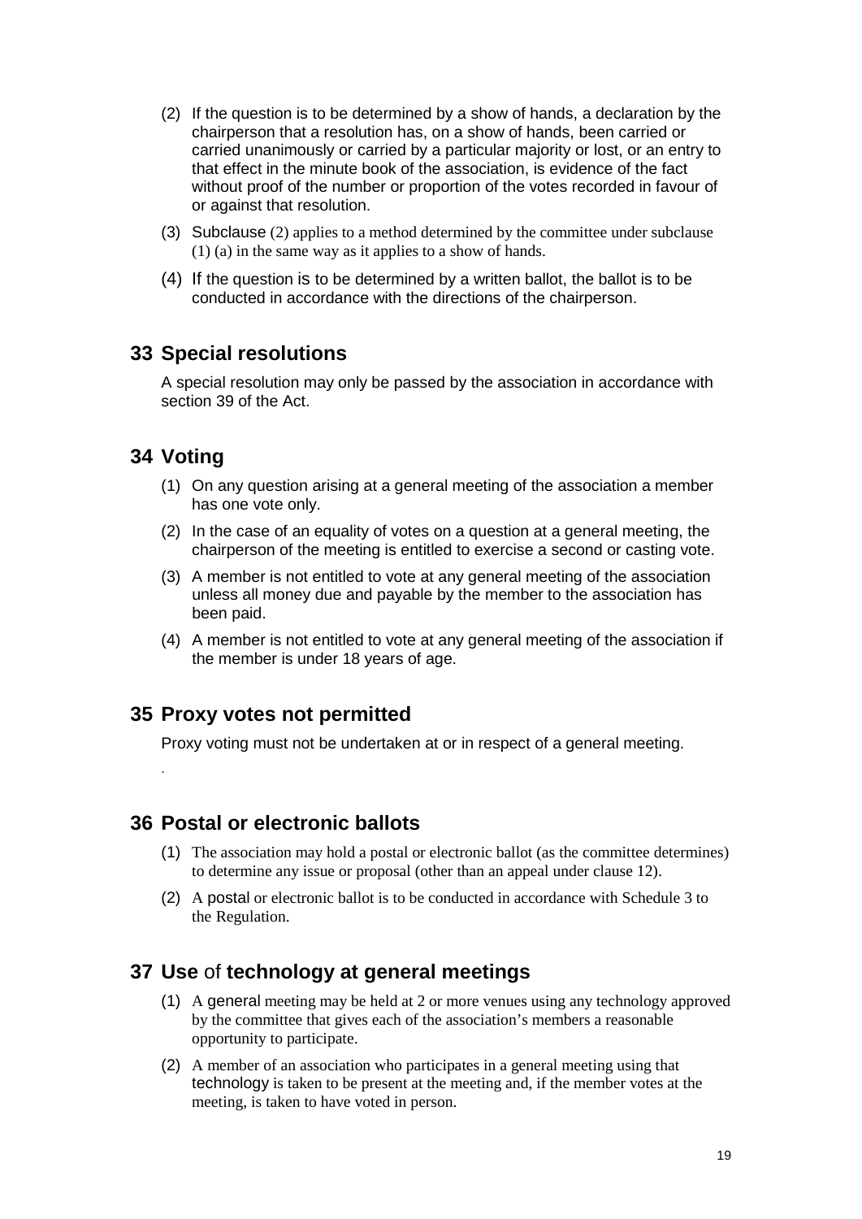(2) If the question is to be determined by a show of hands, a declaration by the chairperson that a resolution has, on a show of hands, been carried or carried unanimously or carried by a particular majority or lost, or an entry to that effect in the minute book of the association, is evidence of the fact without proof of the number or proportion of the votes recorded in favour of or against that resolution.

(3) Subclause (2) applies to a method determined by the committee under subclause (1) (a) in the same way as it applies to a show of hands.

(4) If the question is to be determined by a written ballot, the ballot is to be conducted in accordance with the directions of the chairperson.

## 33 Special resolutions

A special resolution may only be passed by the association in accordance with section 39 of the Act.

## 34 Voting

(1) On any question arising at a general meeting of the association a member has one vote only.

(2) In the case of an equality of votes on a question at a general meeting, the chairperson of the meeting is entitled to exercise a second or casting vote.

(3) A member is not entitled to vote at any general meeting of the association unless all money due and payable by the member to the association has been paid.

(4) A member is not entitled to vote at any general meeting of the association if the member is under 18 years of age.

## 35 Proxy votes not permitted

Proxy voting must not be undertaken at or in respect of a general meeting.

## 36 Postal or electronic ballots

(1) The association may hold a postal or electronic ballot (as the committee determines) to determine any issue or proposal (other than an appeal under clause 12).

(2) A postal or electronic ballot is to be conducted in accordance with Schedule 3 to the Regulation.

## 37 Use of technology at general meetings

(1) A general meeting may be held at 2 or more venues using any technology approved by the committee that gives each of the association's members a reasonable opportunity to participate.

(2) A member of an association who participates in a general meeting using that technology is taken to be present at the meeting and, if the member votes at the meeting, is taken to have voted in person.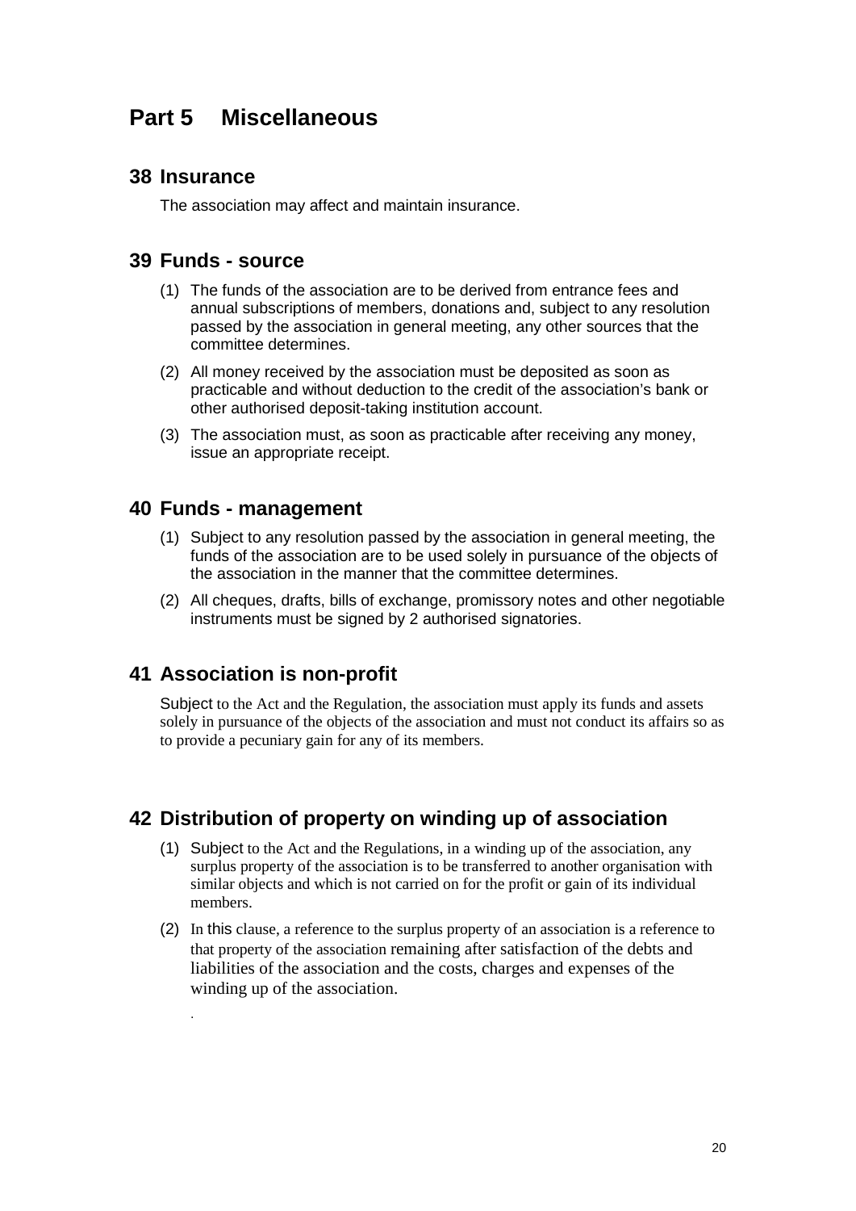# Part 5 Miscellaneous

## 38 Insurance

The association may affect and maintain insurance.

## 39 Funds - source

(1) The funds of the association are to be derived from entrance fees and annual subscriptions of members, donations and, subject to any resolution passed by the association in general meeting, any other sources that the committee determines.

(2) All money received by the association must be deposited as soon as practicable and without deduction to the credit of the association's bank or other authorised deposit-taking institution account.

(3) The association must, as soon as practicable after receiving any money, issue an appropriate receipt.

## 40 Funds - management

(1) Subject to any resolution passed by the association in general meeting, the funds of the association are to be used solely in pursuance of the objects of the association in the manner that the committee determines.

(2) All cheques, drafts, bills of exchange, promissory notes and other negotiable instruments must be signed by 2 authorised signatories.

## 41 Association is non-profit

Subject to the Act and the Regulation, the association must apply its funds and assets solely in pursuance of the objects of the association and must not conduct its affairs so as to provide a pecuniary gain for any of its members.

## 42 Distribution of property on winding up of association

(1) Subject to the Act and the Regulations, in a winding up of the association, any surplus property of the association is to be transferred to another organisation with similar objects and which is not carried on for the profit or gain of its individual members.

(2) In this clause, a reference to the surplus property of an association is a reference to that property of the association remaining after satisfaction of the debts and liabilities of the association and the costs, charges and expenses of the winding up of the association.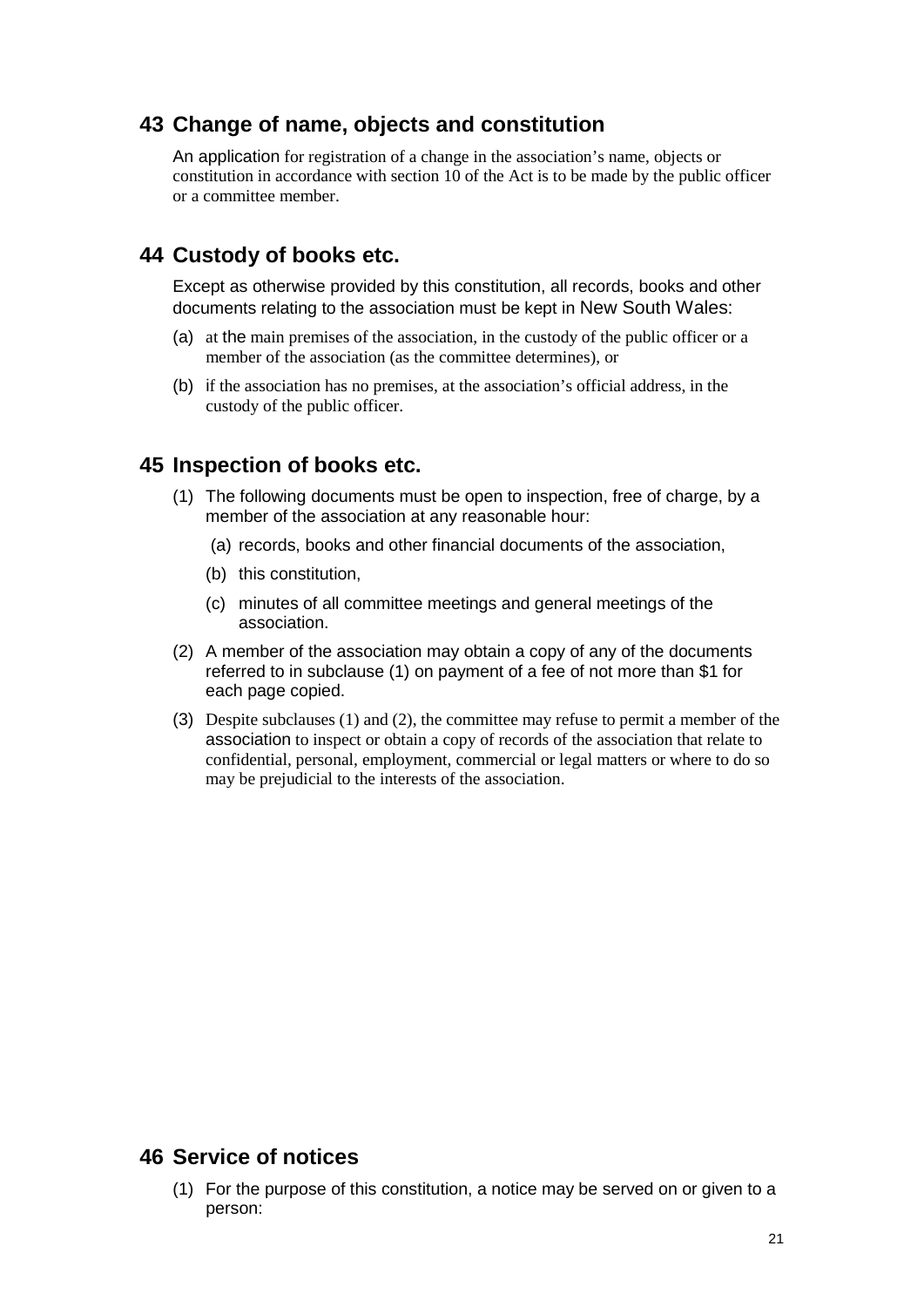## 43 Change of name, objects and constitution

An application for registration of a change in the association's name, objects or constitution in accordance with section 10 of the Act is to be made by the public officer or a committee member.

## 44 Custody of books etc.

Except as otherwise provided by this constitution, all records, books and other documents relating to the association must be kept in New South Wales:

(a) at the main premises of the association, in the custody of the public officer or a member of the association (as the committee determines), or

(b) if the association has no premises, at the association's official address, in the custody of the public officer.

## 45 Inspection of books etc.

(1) The following documents must be open to inspection, free of charge, by a member of the association at any reasonable hour:

- (a) records, books and other financial documents of the association,
- (b) this constitution,
- (c) minutes of all committee meetings and general meetings of the association.

(2) A member of the association may obtain a copy of any of the documents referred to in subclause (1) on payment of a fee of not more than $1 for each page copied.

(3) Despite subclauses (1) and (2), the committee may refuse to permit a member of the association to inspect or obtain a copy of records of the association that relate to confidential, personal, employment, commercial or legal matters or where to do so may be prejudicial to the interests of the association.

## 46 Service of notices

(1) For the purpose of this constitution, a notice may be served on or given to a person: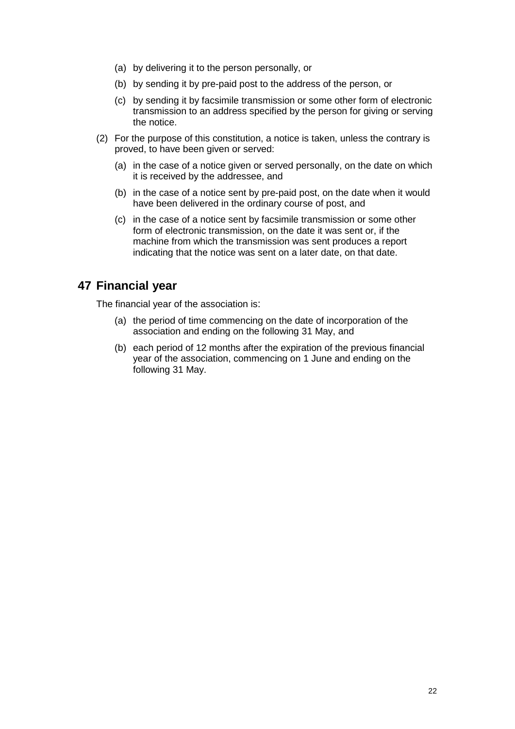(a) by delivering it to the person personally, or

(b) by sending it by pre-paid post to the address of the person, or

(c) by sending it by facsimile transmission or some other form of electronic transmission to an address specified by the person for giving or serving the notice.

(2) For the purpose of this constitution, a notice is taken, unless the contrary is proved, to have been given or served:

(a) in the case of a notice given or served personally, on the date on which it is received by the addressee, and

(b) in the case of a notice sent by pre-paid post, on the date when it would have been delivered in the ordinary course of post, and

(c) in the case of a notice sent by facsimile transmission or some other form of electronic transmission, on the date it was sent or, if the machine from which the transmission was sent produces a report indicating that the notice was sent on a later date, on that date.

## 47 Financial year

The financial year of the association is:

(a) the period of time commencing on the date of incorporation of the association and ending on the following 31 May, and

(b) each period of 12 months after the expiration of the previous financial year of the association, commencing on 1 June and ending on the following 31 May.